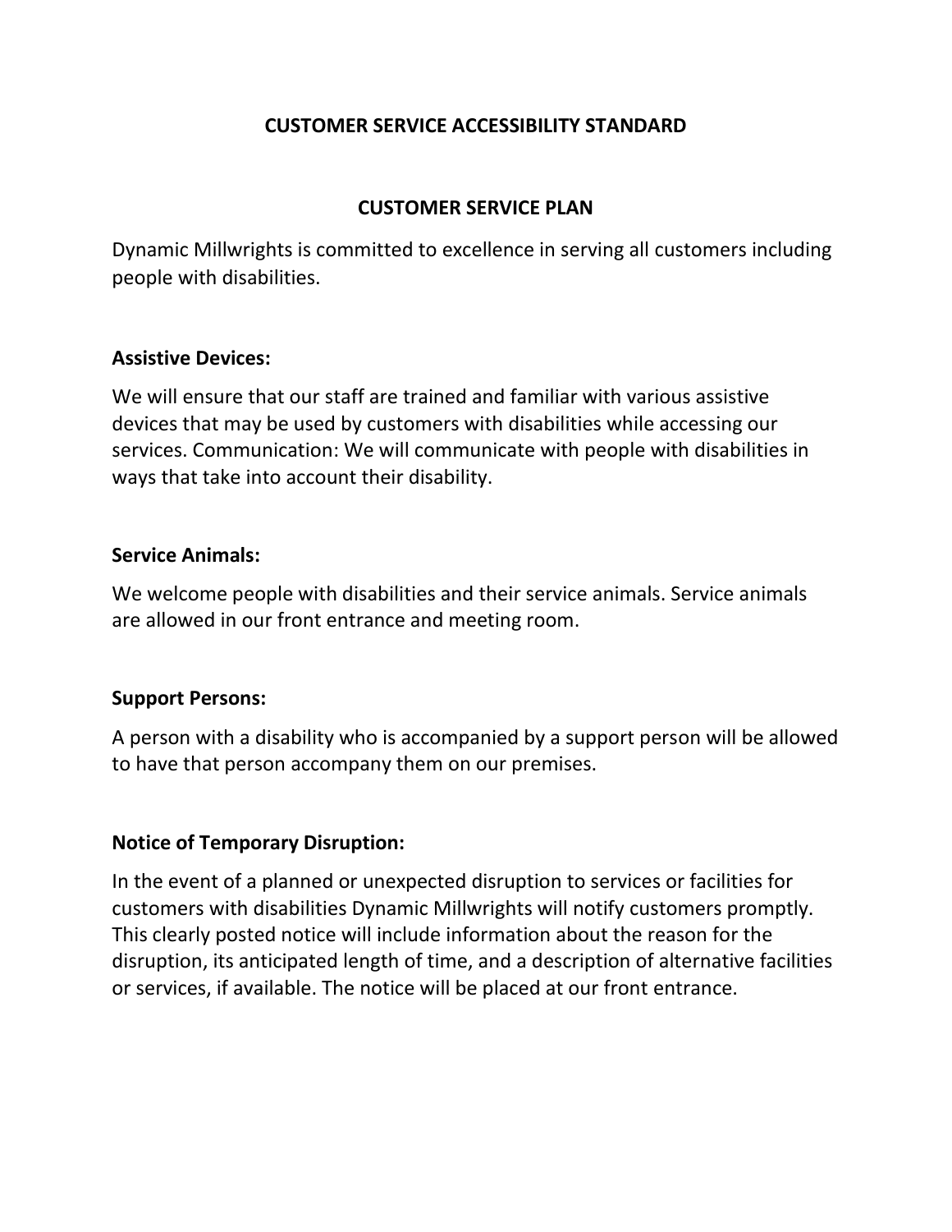# CUSTOMER SERVICE ACCESSIBILITY STANDARD

## CUSTOMER SERVICE PLAN

Dynamic Millwrights is committed to excellence in serving all customers including people with disabilities.

**Assistive Devices:**

We will ensure that our staff are trained and familiar with various assistive devices that may be used by customers with disabilities while accessing our services. Communication: We will communicate with people with disabilities in ways that take into account their disability.

**Service Animals:**

We welcome people with disabilities and their service animals. Service animals are allowed in our front entrance and meeting room.

**Support Persons:**

A person with a disability who is accompanied by a support person will be allowed to have that person accompany them on our premises.

**Notice of Temporary Disruption:**

In the event of a planned or unexpected disruption to services or facilities for customers with disabilities Dynamic Millwrights will notify customers promptly. This clearly posted notice will include information about the reason for the disruption, its anticipated length of time, and a description of alternative facilities or services, if available. The notice will be placed at our front entrance.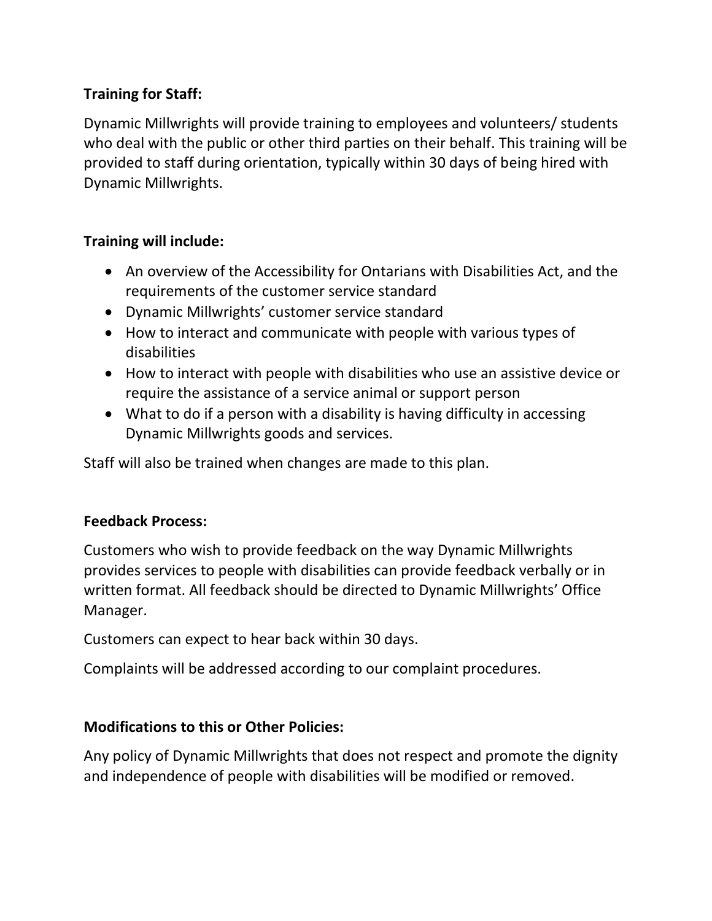**Training for Staff:**

Dynamic Millwrights will provide training to employees and volunteers/ students who deal with the public or other third parties on their behalf. This training will be provided to staff during orientation, typically within 30 days of being hired with Dynamic Millwrights.

**Training will include:**

- An overview of the Accessibility for Ontarians with Disabilities Act, and the requirements of the customer service standard
- Dynamic Millwrights' customer service standard
- How to interact and communicate with people with various types of disabilities
- How to interact with people with disabilities who use an assistive device or require the assistance of a service animal or support person
- What to do if a person with a disability is having difficulty in accessing Dynamic Millwrights goods and services.

Staff will also be trained when changes are made to this plan.

**Feedback Process:**

Customers who wish to provide feedback on the way Dynamic Millwrights provides services to people with disabilities can provide feedback verbally or in written format. All feedback should be directed to Dynamic Millwrights' Office Manager.

Customers can expect to hear back within 30 days.

Complaints will be addressed according to our complaint procedures.

**Modifications to this or Other Policies:**

Any policy of Dynamic Millwrights that does not respect and promote the dignity and independence of people with disabilities will be modified or removed.